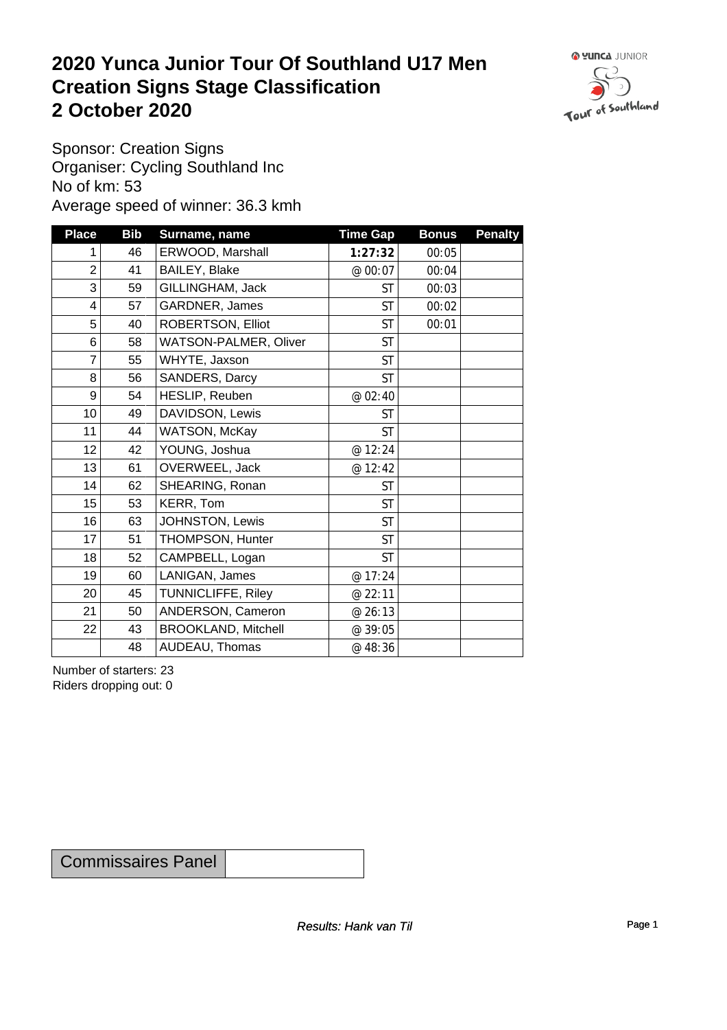# 2020 Yunca Junior Tour Of Southland U17 Men
# Creation Signs Stage Classification
# 2 October 2020

Sponsor: Creation Signs
Organiser: Cycling Southland Inc
No of km: 53
Average speed of winner: 36.3 kmh

| Place | Bib | Surname, name | Time Gap | Bonus | Penalty |
|---|---|---|---|---|---|
| 1 | 46 | ERWOOD, Marshall | **1:27:32** | 00:05 | |
| 2 | 41 | BAILEY, Blake | @ 00:07 | 00:04 | |
| 3 | 59 | GILLINGHAM, Jack | ST | 00:03 | |
| 4 | 57 | GARDNER, James | ST | 00:02 | |
| 5 | 40 | ROBERTSON, Elliot | ST | 00:01 | |
| 6 | 58 | WATSON-PALMER, Oliver | ST | | |
| 7 | 55 | WHYTE, Jaxson | ST | | |
| 8 | 56 | SANDERS, Darcy | ST | | |
| 9 | 54 | HESLIP, Reuben | @ 02:40 | | |
| 10 | 49 | DAVIDSON, Lewis | ST | | |
| 11 | 44 | WATSON, McKay | ST | | |
| 12 | 42 | YOUNG, Joshua | @ 12:24 | | |
| 13 | 61 | OVERWEEL, Jack | @ 12:42 | | |
| 14 | 62 | SHEARING, Ronan | ST | | |
| 15 | 53 | KERR, Tom | ST | | |
| 16 | 63 | JOHNSTON, Lewis | ST | | |
| 17 | 51 | THOMPSON, Hunter | ST | | |
| 18 | 52 | CAMPBELL, Logan | ST | | |
| 19 | 60 | LANIGAN, James | @ 17:24 | | |
| 20 | 45 | TUNNICLIFFE, Riley | @ 22:11 | | |
| 21 | 50 | ANDERSON, Cameron | @ 26:13 | | |
| 22 | 43 | BROOKLAND, Mitchell | @ 39:05 | | |
| | 48 | AUDEAU, Thomas | @ 48:36 | | |

Number of starters: 23
Riders dropping out: 0

| Commissaires Panel | |
|---|---|

*Results: Hank van Til*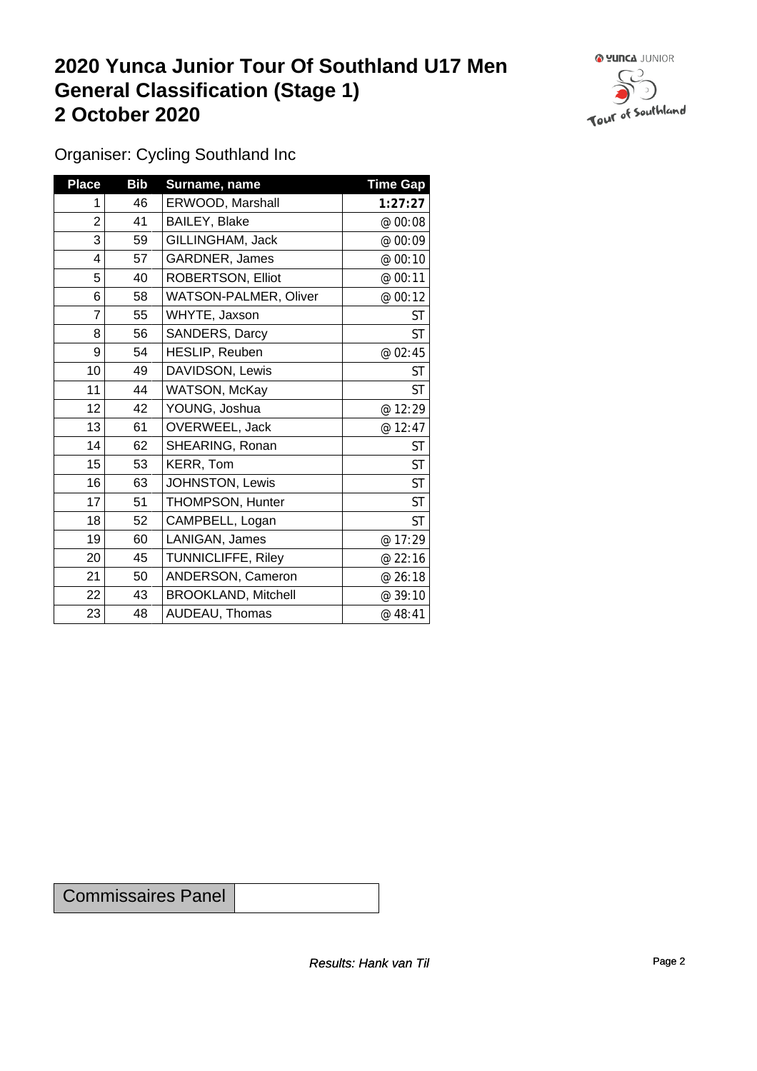# 2020 Yunca Junior Tour Of Southland U17 Men
# General Classification (Stage 1)
# 2 October 2020

Organiser: Cycling Southland Inc

| Place | Bib | Surname, name | Time Gap |
|---|---|---|---|
| 1 | 46 | ERWOOD, Marshall | **1:27:27** |
| 2 | 41 | BAILEY, Blake | @ 00:08 |
| 3 | 59 | GILLINGHAM, Jack | @ 00:09 |
| 4 | 57 | GARDNER, James | @ 00:10 |
| 5 | 40 | ROBERTSON, Elliot | @ 00:11 |
| 6 | 58 | WATSON-PALMER, Oliver | @ 00:12 |
| 7 | 55 | WHYTE, Jaxson | ST |
| 8 | 56 | SANDERS, Darcy | ST |
| 9 | 54 | HESLIP, Reuben | @ 02:45 |
| 10 | 49 | DAVIDSON, Lewis | ST |
| 11 | 44 | WATSON, McKay | ST |
| 12 | 42 | YOUNG, Joshua | @ 12:29 |
| 13 | 61 | OVERWEEL, Jack | @ 12:47 |
| 14 | 62 | SHEARING, Ronan | ST |
| 15 | 53 | KERR, Tom | ST |
| 16 | 63 | JOHNSTON, Lewis | ST |
| 17 | 51 | THOMPSON, Hunter | ST |
| 18 | 52 | CAMPBELL, Logan | ST |
| 19 | 60 | LANIGAN, James | @ 17:29 |
| 20 | 45 | TUNNICLIFFE, Riley | @ 22:16 |
| 21 | 50 | ANDERSON, Cameron | @ 26:18 |
| 22 | 43 | BROOKLAND, Mitchell | @ 39:10 |
| 23 | 48 | AUDEAU, Thomas | @ 48:41 |

| Commissaires Panel | |
|---|---|

*Results: Hank van Til*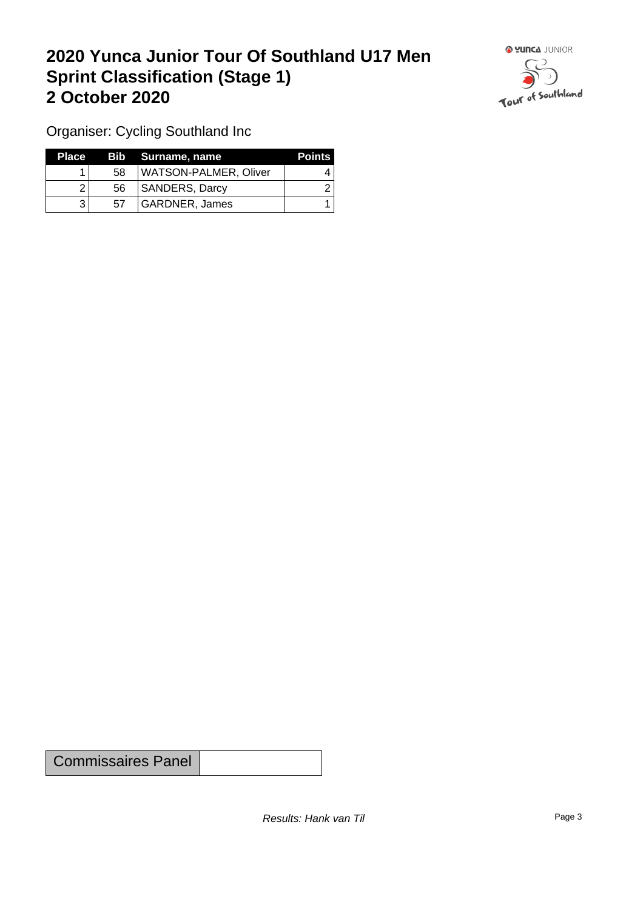# 2020 Yunca Junior Tour Of Southland U17 Men
# Sprint Classification (Stage 1)
# 2 October 2020

Organiser: Cycling Southland Inc

| Place | Bib | Surname, name | Points |
|---|---|---|---|
| 1 | 58 | WATSON-PALMER, Oliver | 4 |
| 2 | 56 | SANDERS, Darcy | 2 |
| 3 | 57 | GARDNER, James | 1 |

| Commissaires Panel | |
|---|---|

*Results: Hank van Til*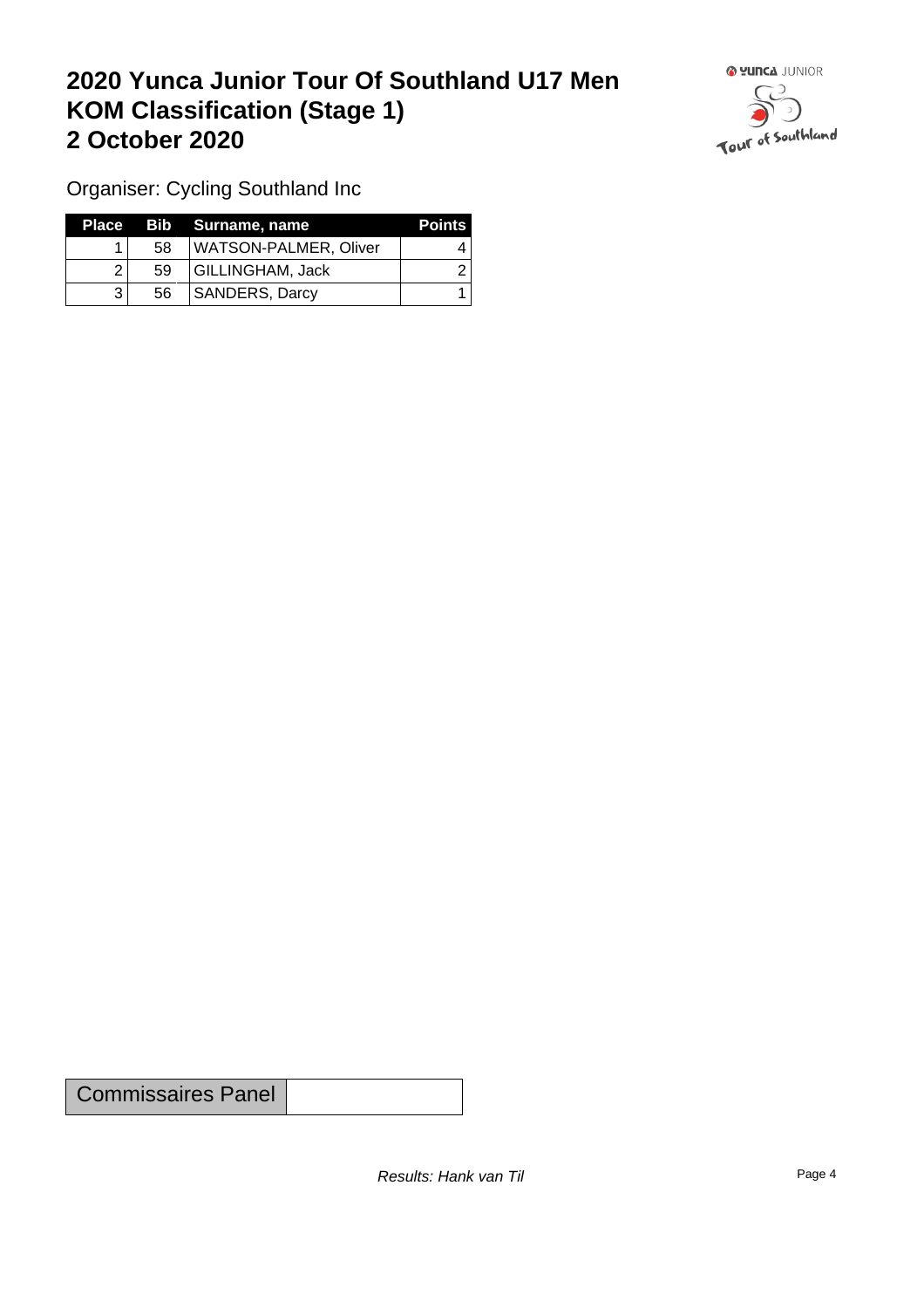# 2020 Yunca Junior Tour Of Southland U17 Men
# KOM Classification (Stage 1)
# 2 October 2020

Organiser: Cycling Southland Inc

| Place | Bib | Surname, name | Points |
|---|---|---|---|
| 1 | 58 | WATSON-PALMER, Oliver | 4 |
| 2 | 59 | GILLINGHAM, Jack | 2 |
| 3 | 56 | SANDERS, Darcy | 1 |

| Commissaires Panel | |
|---|---|

*Results: Hank van Til*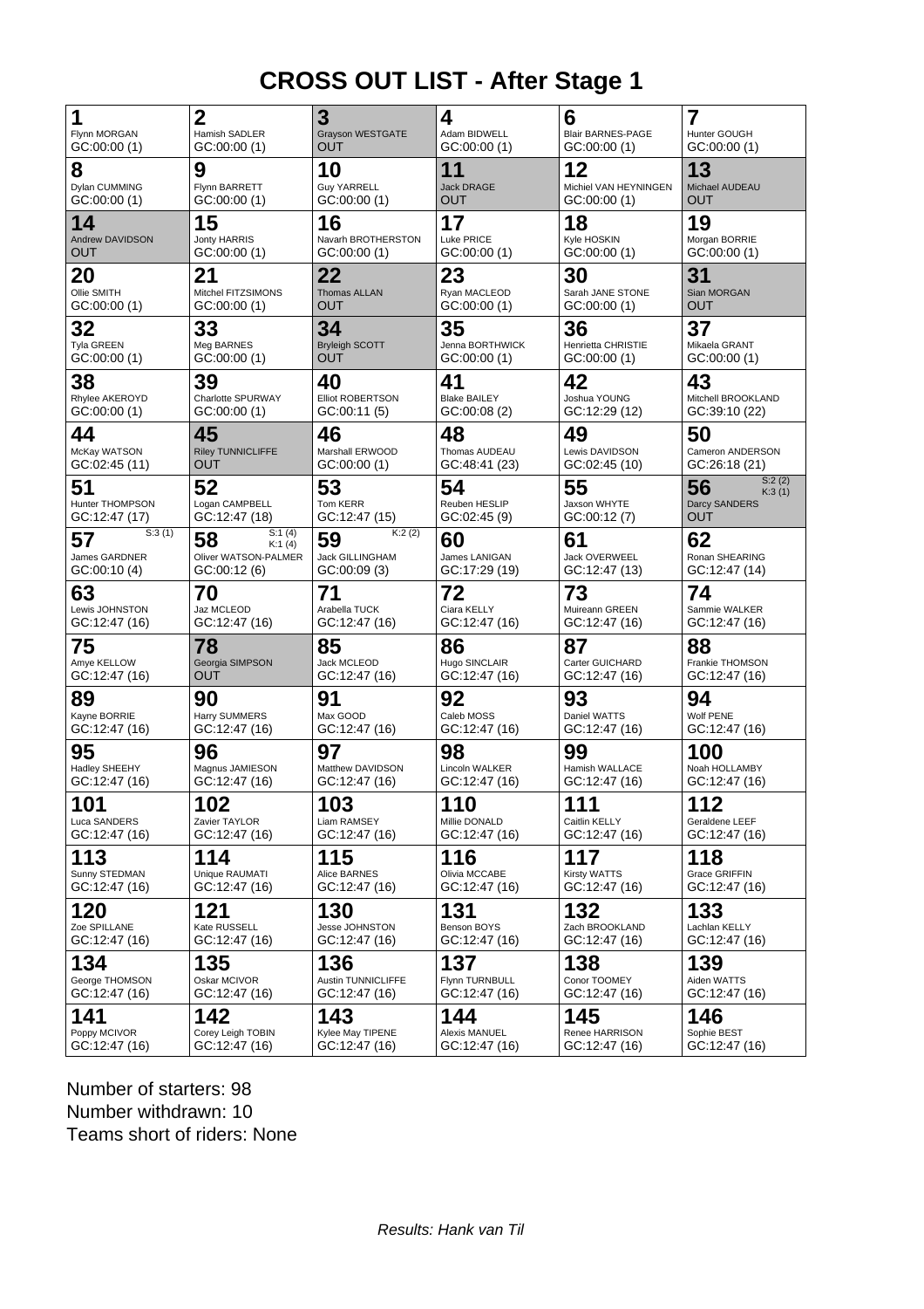# CROSS OUT LIST - After Stage 1

| | | | | | |
|---|---|---|---|---|---|
| **1** Flynn MORGAN GC:00:00 (1) | **2** Hamish SADLER GC:00:00 (1) | **3** Grayson WESTGATE OUT | **4** Adam BIDWELL GC:00:00 (1) | **6** Blair BARNES-PAGE GC:00:00 (1) | **7** Hunter GOUGH GC:00:00 (1) |
| **8** Dylan CUMMING GC:00:00 (1) | **9** Flynn BARRETT GC:00:00 (1) | **10** Guy YARRELL GC:00:00 (1) | **11** Jack DRAGE OUT | **12** Michiel VAN HEYNINGEN GC:00:00 (1) | **13** Michael AUDEAU OUT |
| **14** Andrew DAVIDSON OUT | **15** Jonty HARRIS GC:00:00 (1) | **16** Navarh BROTHERSTON GC:00:00 (1) | **17** Luke PRICE GC:00:00 (1) | **18** Kyle HOSKIN GC:00:00 (1) | **19** Morgan BORRIE GC:00:00 (1) |
| **20** Ollie SMITH GC:00:00 (1) | **21** Mitchel FITZSIMONS GC:00:00 (1) | **22** Thomas ALLAN OUT | **23** Ryan MACLEOD GC:00:00 (1) | **30** Sarah JANE STONE GC:00:00 (1) | **31** Sian MORGAN OUT |
| **32** Tyla GREEN GC:00:00 (1) | **33** Meg BARNES GC:00:00 (1) | **34** Bryleigh SCOTT OUT | **35** Jenna BORTHWICK GC:00:00 (1) | **36** Henrietta CHRISTIE GC:00:00 (1) | **37** Mikaela GRANT GC:00:00 (1) |
| **38** Rhylee AKEROYD GC:00:00 (1) | **39** Charlotte SPURWAY GC:00:00 (1) | **40** Elliot ROBERTSON GC:00:11 (5) | **41** Blake BAILEY GC:00:08 (2) | **42** Joshua YOUNG GC:12:29 (12) | **43** Mitchell BROOKLAND GC:39:10 (22) |
| **44** McKay WATSON GC:02:45 (11) | **45** Riley TUNNICLIFFE OUT | **46** Marshall ERWOOD GC:00:00 (1) | **48** Thomas AUDEAU GC:48:41 (23) | **49** Lewis DAVIDSON GC:02:45 (10) | **50** Cameron ANDERSON GC:26:18 (21) |
| **51** Hunter THOMPSON GC:12:47 (17) | **52** Logan CAMPBELL GC:12:47 (18) | **53** Tom KERR GC:12:47 (15) | **54** Reuben HESLIP GC:02:45 (9) | **55** Jaxson WHYTE GC:00:12 (7) | **56** S:2 (2) K:3 (1) Darcy SANDERS OUT |
| **57** S:3 (1) James GARDNER GC:00:10 (4) | **58** S:1 (4) K:1 (4) Oliver WATSON-PALMER GC:00:12 (6) | **59** K:2 (2) Jack GILLINGHAM GC:00:09 (3) | **60** James LANIGAN GC:17:29 (19) | **61** Jack OVERWEEL GC:12:47 (13) | **62** Ronan SHEARING GC:12:47 (14) |
| **63** Lewis JOHNSTON GC:12:47 (16) | **70** Jaz MCLEOD GC:12:47 (16) | **71** Arabella TUCK GC:12:47 (16) | **72** Ciara KELLY GC:12:47 (16) | **73** Muireann GREEN GC:12:47 (16) | **74** Sammie WALKER GC:12:47 (16) |
| **75** Amye KELLOW GC:12:47 (16) | **78** Georgia SIMPSON OUT | **85** Jack MCLEOD GC:12:47 (16) | **86** Hugo SINCLAIR GC:12:47 (16) | **87** Carter GUICHARD GC:12:47 (16) | **88** Frankie THOMSON GC:12:47 (16) |
| **89** Kayne BORRIE GC:12:47 (16) | **90** Harry SUMMERS GC:12:47 (16) | **91** Max GOOD GC:12:47 (16) | **92** Caleb MOSS GC:12:47 (16) | **93** Daniel WATTS GC:12:47 (16) | **94** Wolf PENE GC:12:47 (16) |
| **95** Hadley SHEEHY GC:12:47 (16) | **96** Magnus JAMIESON GC:12:47 (16) | **97** Matthew DAVIDSON GC:12:47 (16) | **98** Lincoln WALKER GC:12:47 (16) | **99** Hamish WALLACE GC:12:47 (16) | **100** Noah HOLLAMBY GC:12:47 (16) |
| **101** Luca SANDERS GC:12:47 (16) | **102** Zavier TAYLOR GC:12:47 (16) | **103** Liam RAMSEY GC:12:47 (16) | **110** Millie DONALD GC:12:47 (16) | **111** Caitlin KELLY GC:12:47 (16) | **112** Geraldene LEEF GC:12:47 (16) |
| **113** Sunny STEDMAN GC:12:47 (16) | **114** Unique RAUMATI GC:12:47 (16) | **115** Alice BARNES GC:12:47 (16) | **116** Olivia MCCABE GC:12:47 (16) | **117** Kirsty WATTS GC:12:47 (16) | **118** Grace GRIFFIN GC:12:47 (16) |
| **120** Zoe SPILLANE GC:12:47 (16) | **121** Kate RUSSELL GC:12:47 (16) | **130** Jesse JOHNSTON GC:12:47 (16) | **131** Benson BOYS GC:12:47 (16) | **132** Zach BROOKLAND GC:12:47 (16) | **133** Lachlan KELLY GC:12:47 (16) |
| **134** George THOMSON GC:12:47 (16) | **135** Oskar MCIVOR GC:12:47 (16) | **136** Austin TUNNICLIFFE GC:12:47 (16) | **137** Flynn TURNBULL GC:12:47 (16) | **138** Conor TOOMEY GC:12:47 (16) | **139** Aiden WATTS GC:12:47 (16) |
| **141** Poppy MCIVOR GC:12:47 (16) | **142** Corey Leigh TOBIN GC:12:47 (16) | **143** Kylee May TIPENE GC:12:47 (16) | **144** Alexis MANUEL GC:12:47 (16) | **145** Renee HARRISON GC:12:47 (16) | **146** Sophie BEST GC:12:47 (16) |

Number of starters: 98
Number withdrawn: 10
Teams short of riders: None

*Results: Hank van Til*